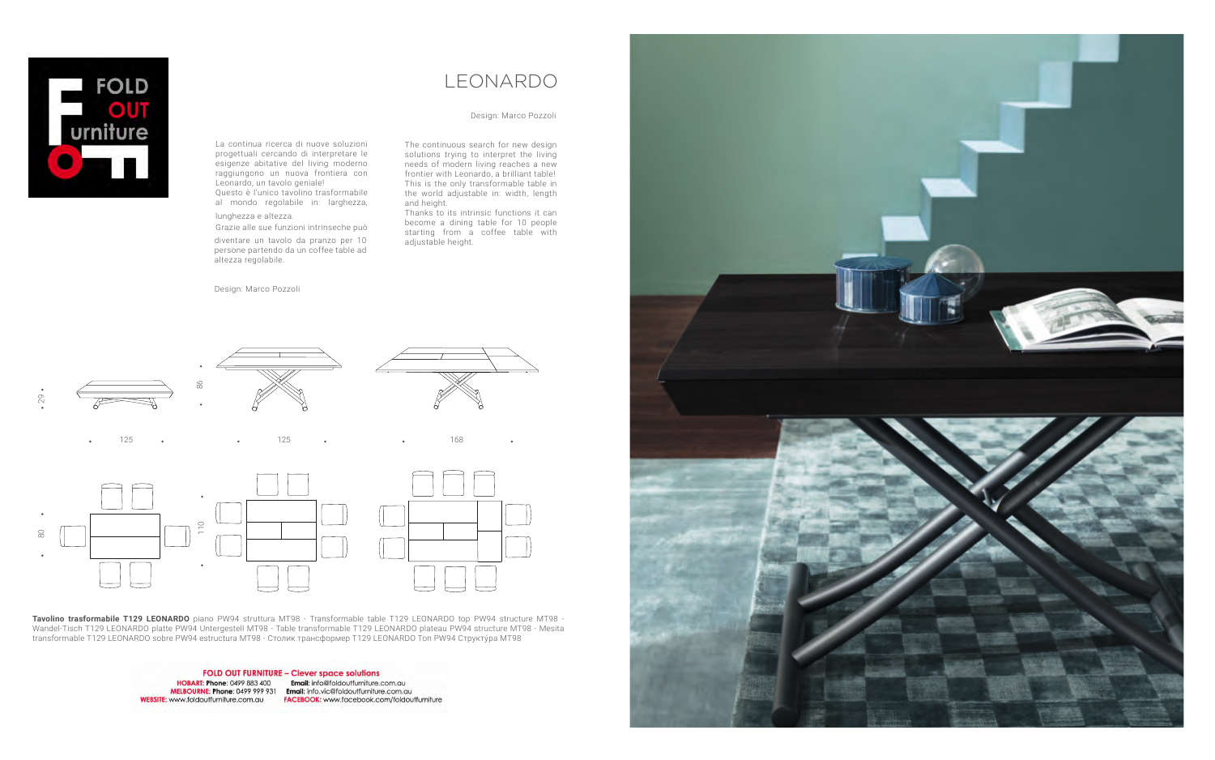FOLD OUT Furniture

# LEONARDO

Design: Marco Pozzoli

La continua ricerca di nuove soluzioni progettuali cercando di interpretare le esigenze abitative del living moderno raggiungono un nuova frontiera con Leonardo, un tavolo geniale!
Questo è l'unico tavolino trasformabile al mondo regolabile in: larghezza, lunghezza e altezza.
Grazie alle sue funzioni intrinseche può diventare un tavolo da pranzo per 10 persone partendo da un coffee table ad altezza regolabile.

Design: Marco Pozzoli

The continuous search for new design solutions trying to interpret the living needs of modern living reaches a new frontier with Leonardo, a brilliant table! This is the only transformable table in the world adjustable in: width, length and height.
Thanks to its intrinsic functions it can become a dining table for 10 people starting from a coffee table with adjustable height.

29 · 125 · 86 · 125 · 168 · 80 · 110

**Tavolino trasformabile T129 LEONARDO** piano PW94 struttura MT98 - Transformable table T129 LEONARDO top PW94 structure MT98 - Wandel-Tisch T129 LEONARDO platte PW94 Untergestell MT98 - Table transformable T129 LEONARDO plateau PW94 structure MT98 - Mesita transformable T129 LEONARDO sobre PW94 estructura MT98 - Столик трансформер T129 LEONARDO Топ PW94 Структýра MT98

**FOLD OUT FURNITURE – Clever space solutions**
**HOBART: Phone**: 0499 883 400 **Email:** info@foldoutfurniture.com.au
**MELBOURNE: Phone**: 0499 999 931 **Email:** info.vic@foldoutfurniture.com.au
**WEBSITE:** www.foldoutfurniture.com.au **FACEBOOK:** www.facebook.com/foldoutfurniture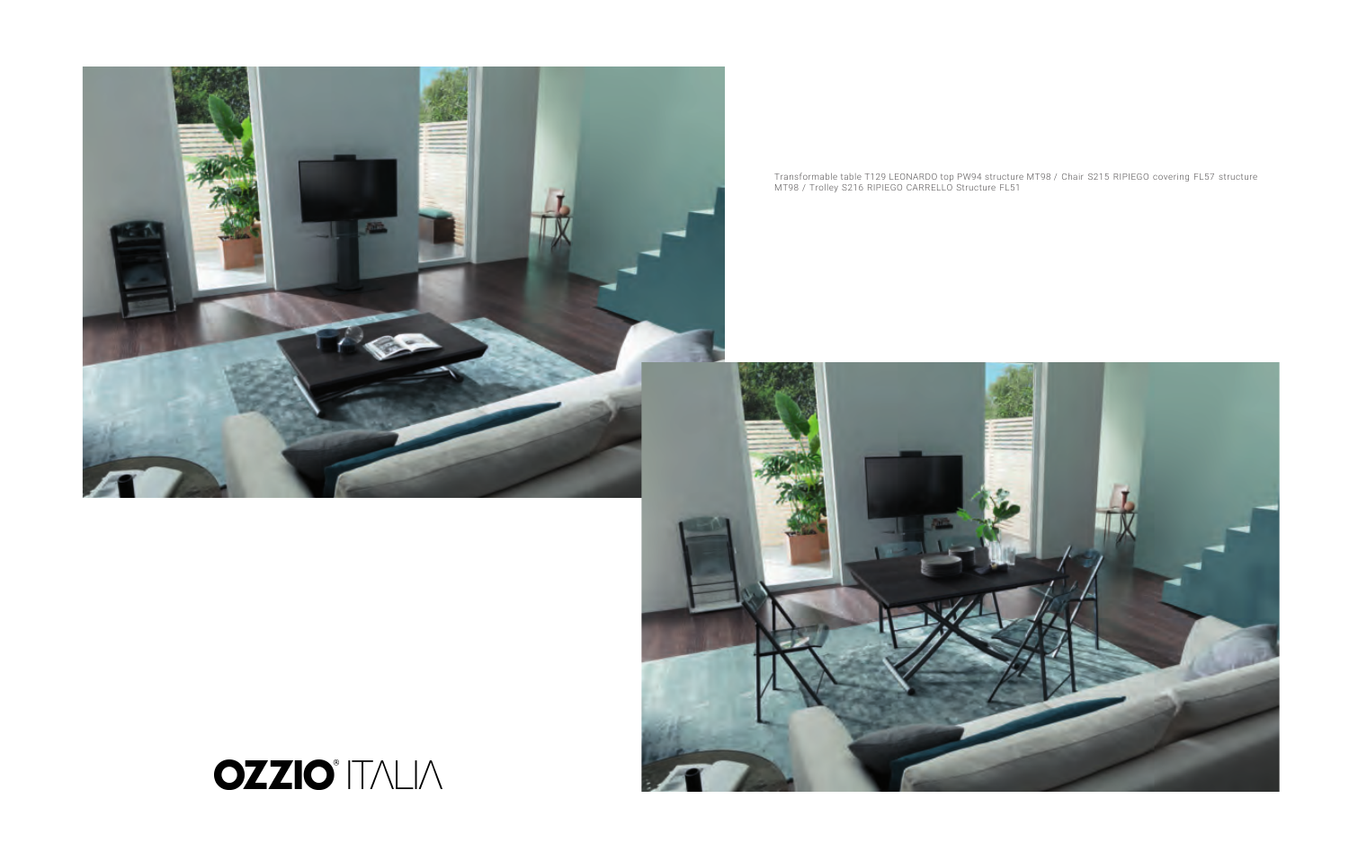Transformable table T129 LEONARDO top PW94 structure MT98 / Chair S215 RIPIEGO covering FL57 structure MT98 / Trolley S216 RIPIEGO CARRELLO Structure FL51

OZZIO® ITALIA